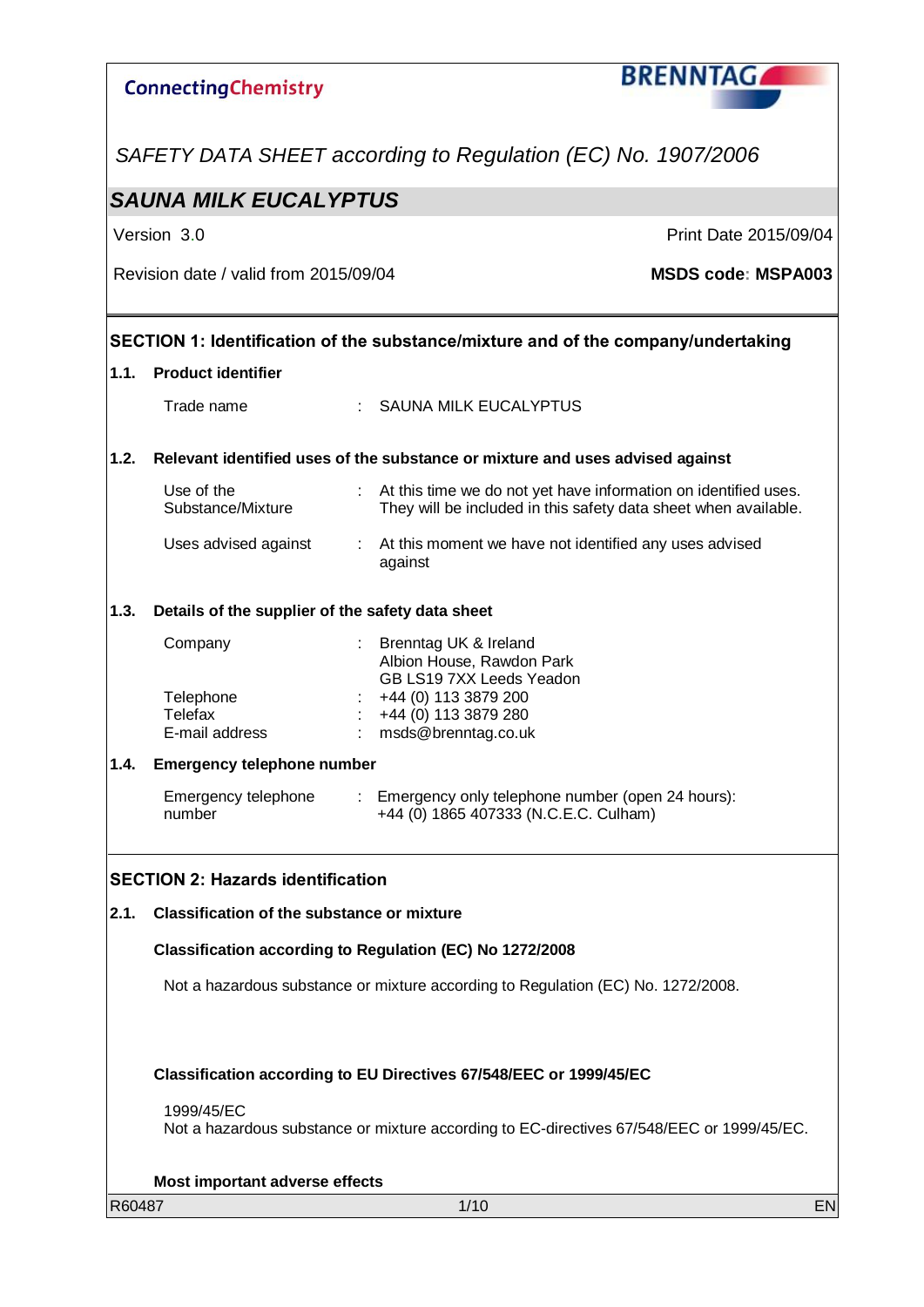ConnectingChemistry

BRENNTAG

*SAFETY DATA SHEET according to Regulation (EC) No. 1907/2006*

# *SAUNA MILK EUCALYPTUS*

Version 3.0 | Print Date 2015/09/04

Revision date / valid from 2015/09/04 | **MSDS code: MSPA003**

## SECTION 1: Identification of the substance/mixture and of the company/undertaking

### 1.1. Product identifier

Trade name : SAUNA MILK EUCALYPTUS

### 1.2. Relevant identified uses of the substance or mixture and uses advised against

Use of the Substance/Mixture : At this time we do not yet have information on identified uses. They will be included in this safety data sheet when available.

Uses advised against : At this moment we have not identified any uses advised against

### 1.3. Details of the supplier of the safety data sheet

Company : Brenntag UK & Ireland
Albion House, Rawdon Park
GB LS19 7XX Leeds Yeadon

Telephone : +44 (0) 113 3879 200
Telefax : +44 (0) 113 3879 280
E-mail address : msds@brenntag.co.uk

### 1.4. Emergency telephone number

Emergency telephone number : Emergency only telephone number (open 24 hours): +44 (0) 1865 407333 (N.C.E.C. Culham)

## SECTION 2: Hazards identification

### 2.1. Classification of the substance or mixture

**Classification according to Regulation (EC) No 1272/2008**

Not a hazardous substance or mixture according to Regulation (EC) No. 1272/2008.

**Classification according to EU Directives 67/548/EEC or 1999/45/EC**

1999/45/EC
Not a hazardous substance or mixture according to EC-directives 67/548/EEC or 1999/45/EC.

**Most important adverse effects**

R60487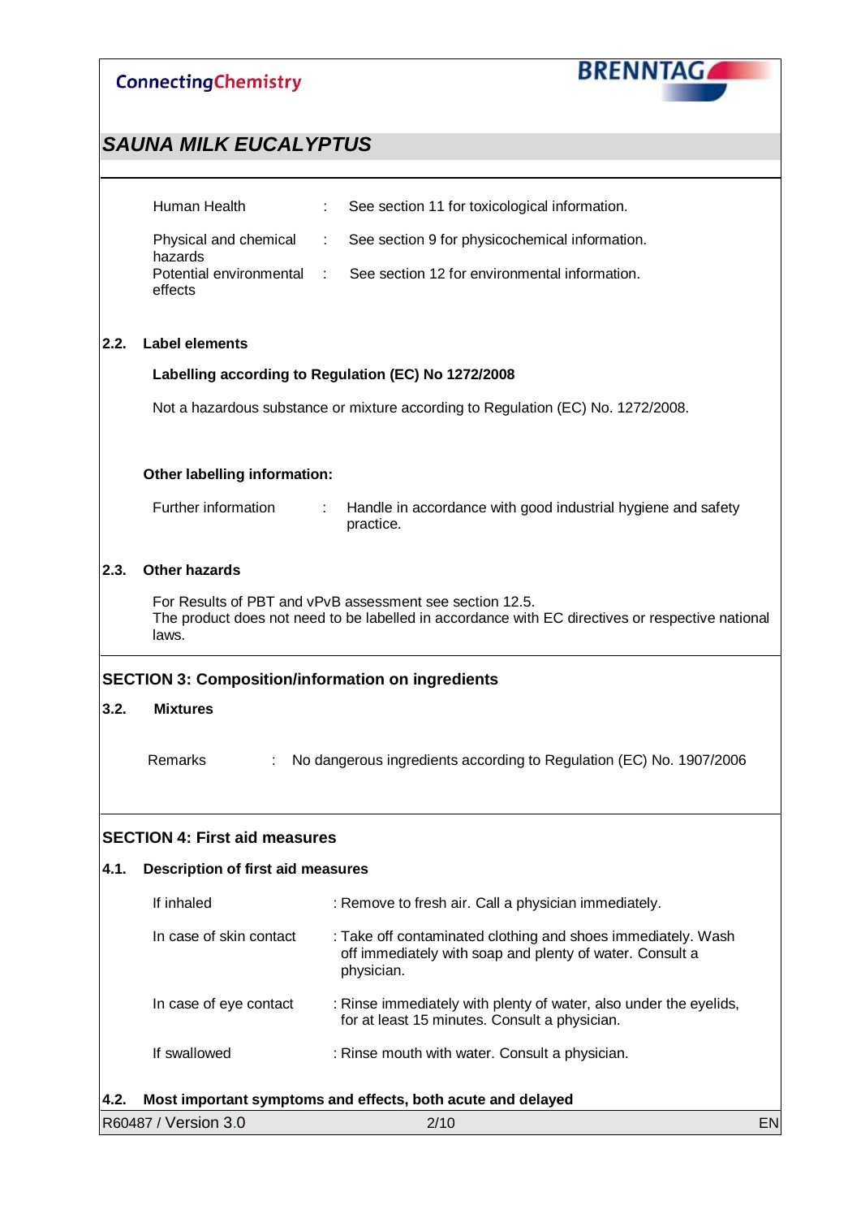| | | |
|---|---|---|
| Human Health | : | See section 11 for toxicological information. |
| Physical and chemical hazards | : | See section 9 for physicochemical information. |
| Potential environmental effects | : | See section 12 for environmental information. |

### 2.2. Label elements

**Labelling according to Regulation (EC) No 1272/2008**

Not a hazardous substance or mixture according to Regulation (EC) No. 1272/2008.

**Other labelling information:**

| | | |
|---|---|---|
| Further information | : | Handle in accordance with good industrial hygiene and safety practice. |

### 2.3. Other hazards

For Results of PBT and vPvB assessment see section 12.5.
The product does not need to be labelled in accordance with EC directives or respective national laws.

## SECTION 3: Composition/information on ingredients

### 3.2. Mixtures

| | | |
|---|---|---|
| Remarks | : | No dangerous ingredients according to Regulation (EC) No. 1907/2006 |

## SECTION 4: First aid measures

### 4.1. Description of first aid measures

| | |
|---|---|
| If inhaled | : Remove to fresh air. Call a physician immediately. |
| In case of skin contact | : Take off contaminated clothing and shoes immediately. Wash off immediately with soap and plenty of water. Consult a physician. |
| In case of eye contact | : Rinse immediately with plenty of water, also under the eyelids, for at least 15 minutes. Consult a physician. |
| If swallowed | : Rinse mouth with water. Consult a physician. |

### 4.2. Most important symptoms and effects, both acute and delayed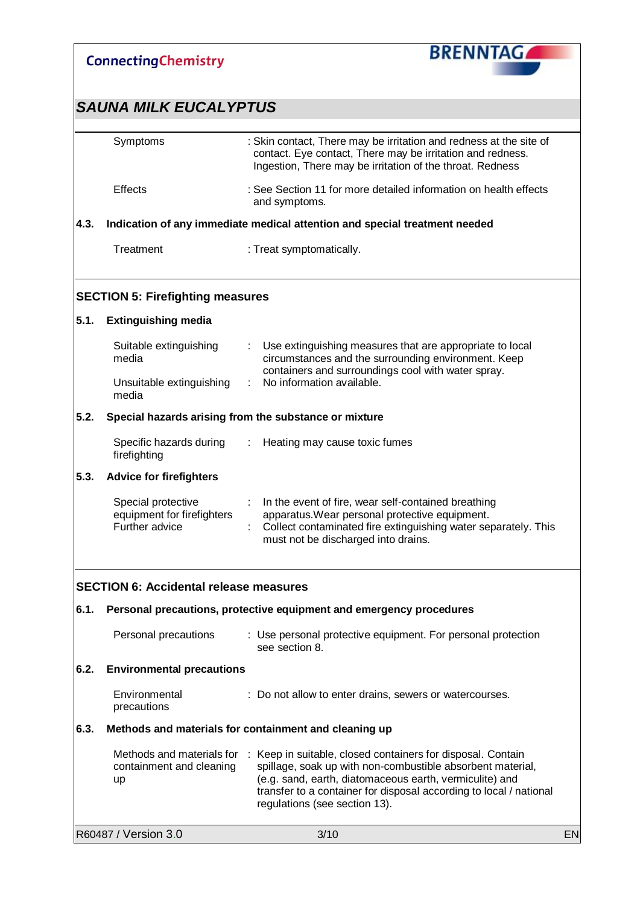| | |
|---|---|
| Symptoms | : Skin contact, There may be irritation and redness at the site of contact. Eye contact, There may be irritation and redness. Ingestion, There may be irritation of the throat. Redness |
| Effects | : See Section 11 for more detailed information on health effects and symptoms. |

**4.3. Indication of any immediate medical attention and special treatment needed**

| | |
|---|---|
| Treatment | : Treat symptomatically. |

## SECTION 5: Firefighting measures

**5.1. Extinguishing media**

| | |
|---|---|
| Suitable extinguishing media | : Use extinguishing measures that are appropriate to local circumstances and the surrounding environment. Keep containers and surroundings cool with water spray. |
| Unsuitable extinguishing media | : No information available. |

**5.2. Special hazards arising from the substance or mixture**

| | |
|---|---|
| Specific hazards during firefighting | : Heating may cause toxic fumes |

**5.3. Advice for firefighters**

| | |
|---|---|
| Special protective equipment for firefighters | : In the event of fire, wear self-contained breathing apparatus.Wear personal protective equipment. |
| Further advice | : Collect contaminated fire extinguishing water separately. This must not be discharged into drains. |

## SECTION 6: Accidental release measures

**6.1. Personal precautions, protective equipment and emergency procedures**

| | |
|---|---|
| Personal precautions | : Use personal protective equipment. For personal protection see section 8. |

**6.2. Environmental precautions**

| | |
|---|---|
| Environmental precautions | : Do not allow to enter drains, sewers or watercourses. |

**6.3. Methods and materials for containment and cleaning up**

| | |
|---|---|
| Methods and materials for containment and cleaning up | : Keep in suitable, closed containers for disposal. Contain spillage, soak up with non-combustible absorbent material, (e.g. sand, earth, diatomaceous earth, vermiculite) and transfer to a container for disposal according to local / national regulations (see section 13). |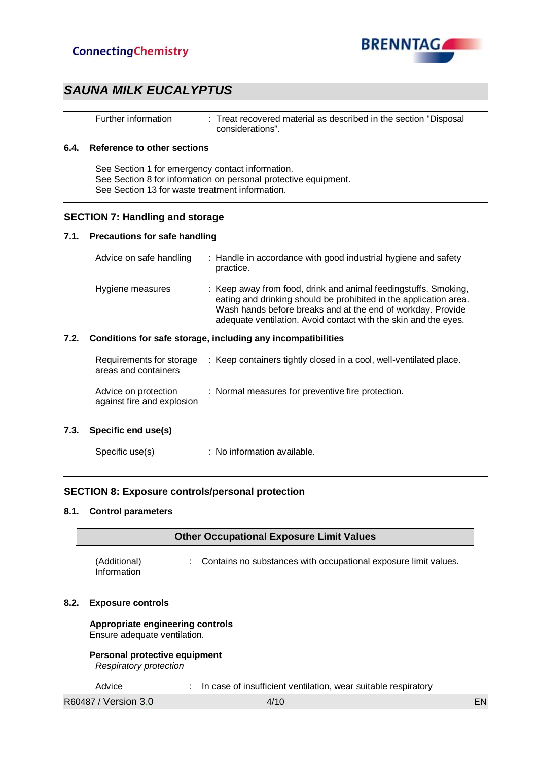Further information : Treat recovered material as described in the section "Disposal considerations".

**6.4. Reference to other sections**

See Section 1 for emergency contact information.
See Section 8 for information on personal protective equipment.
See Section 13 for waste treatment information.

## SECTION 7: Handling and storage

**7.1. Precautions for safe handling**

Advice on safe handling : Handle in accordance with good industrial hygiene and safety practice.

Hygiene measures : Keep away from food, drink and animal feedingstuffs. Smoking, eating and drinking should be prohibited in the application area. Wash hands before breaks and at the end of workday. Provide adequate ventilation. Avoid contact with the skin and the eyes.

**7.2. Conditions for safe storage, including any incompatibilities**

Requirements for storage areas and containers : Keep containers tightly closed in a cool, well-ventilated place.

Advice on protection against fire and explosion : Normal measures for preventive fire protection.

**7.3. Specific end use(s)**

Specific use(s) : No information available.

## SECTION 8: Exposure controls/personal protection

**8.1. Control parameters**

**Other Occupational Exposure Limit Values**

(Additional) Information : Contains no substances with occupational exposure limit values.

**8.2. Exposure controls**

**Appropriate engineering controls**
Ensure adequate ventilation.

**Personal protective equipment**
*Respiratory protection*

Advice : In case of insufficient ventilation, wear suitable respiratory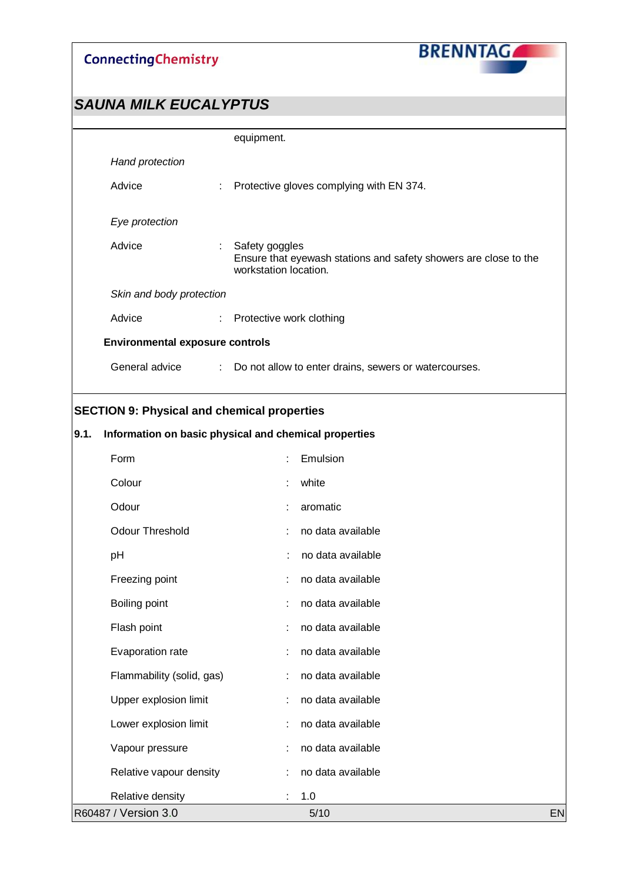equipment.

*Hand protection*

| | | |
|---|---|---|
| Advice | : | Protective gloves complying with EN 374. |

*Eye protection*

| | | |
|---|---|---|
| Advice | : | Safety goggles<br>Ensure that eyewash stations and safety showers are close to the workstation location. |

*Skin and body protection*

| | | |
|---|---|---|
| Advice | : | Protective work clothing |

**Environmental exposure controls**

| | | |
|---|---|---|
| General advice | : | Do not allow to enter drains, sewers or watercourses. |

## SECTION 9: Physical and chemical properties

### 9.1. Information on basic physical and chemical properties

| | | |
|---|---|---|
| Form | : | Emulsion |
| Colour | : | white |
| Odour | : | aromatic |
| Odour Threshold | : | no data available |
| pH | : | no data available |
| Freezing point | : | no data available |
| Boiling point | : | no data available |
| Flash point | : | no data available |
| Evaporation rate | : | no data available |
| Flammability (solid, gas) | : | no data available |
| Upper explosion limit | : | no data available |
| Lower explosion limit | : | no data available |
| Vapour pressure | : | no data available |
| Relative vapour density | : | no data available |
| Relative density | : | 1.0 |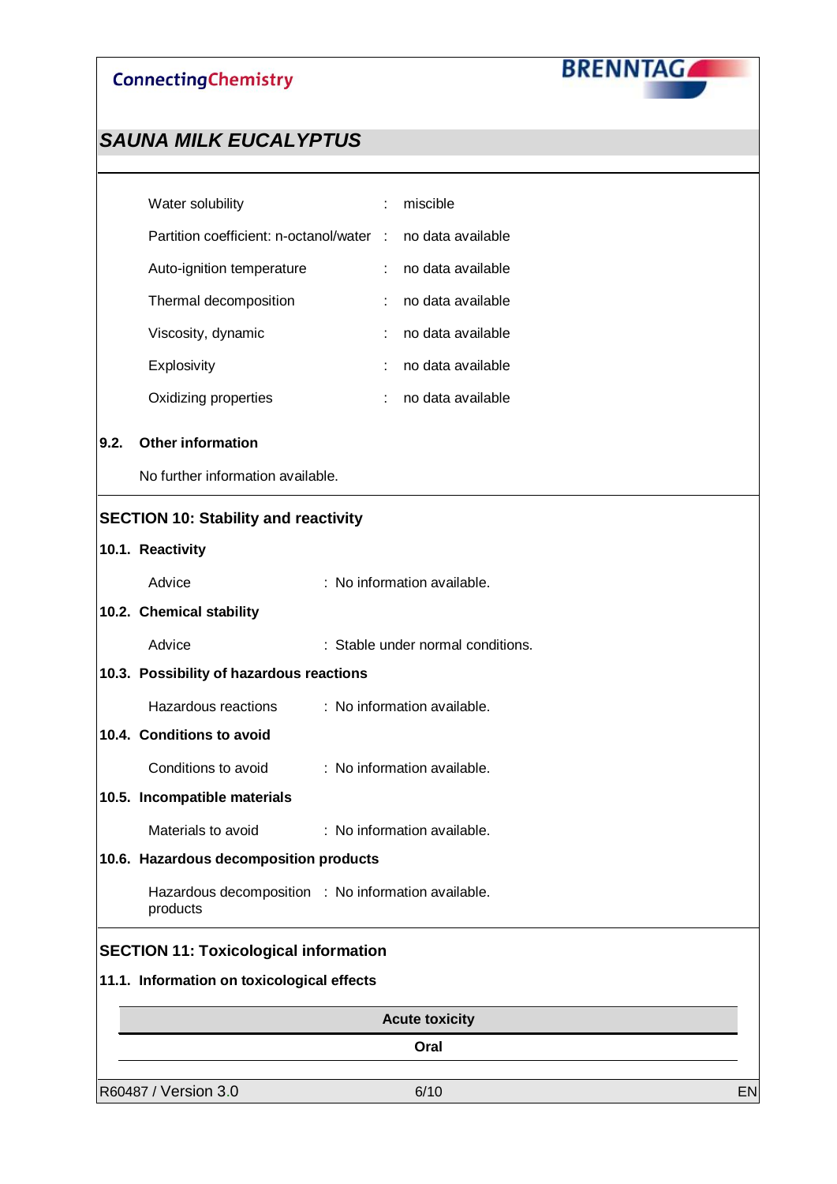| | | |
|---|---|---|
| Water solubility | : | miscible |
| Partition coefficient: n-octanol/water | : | no data available |
| Auto-ignition temperature | : | no data available |
| Thermal decomposition | : | no data available |
| Viscosity, dynamic | : | no data available |
| Explosivity | : | no data available |
| Oxidizing properties | : | no data available |

### 9.2. Other information

No further information available.

## SECTION 10: Stability and reactivity

### 10.1. Reactivity

Advice : No information available.

### 10.2. Chemical stability

Advice : Stable under normal conditions.

### 10.3. Possibility of hazardous reactions

Hazardous reactions : No information available.

### 10.4. Conditions to avoid

Conditions to avoid : No information available.

### 10.5. Incompatible materials

Materials to avoid : No information available.

### 10.6. Hazardous decomposition products

Hazardous decomposition products : No information available.

## SECTION 11: Toxicological information

### 11.1. Information on toxicological effects

| Acute toxicity |
|---|
| **Oral** |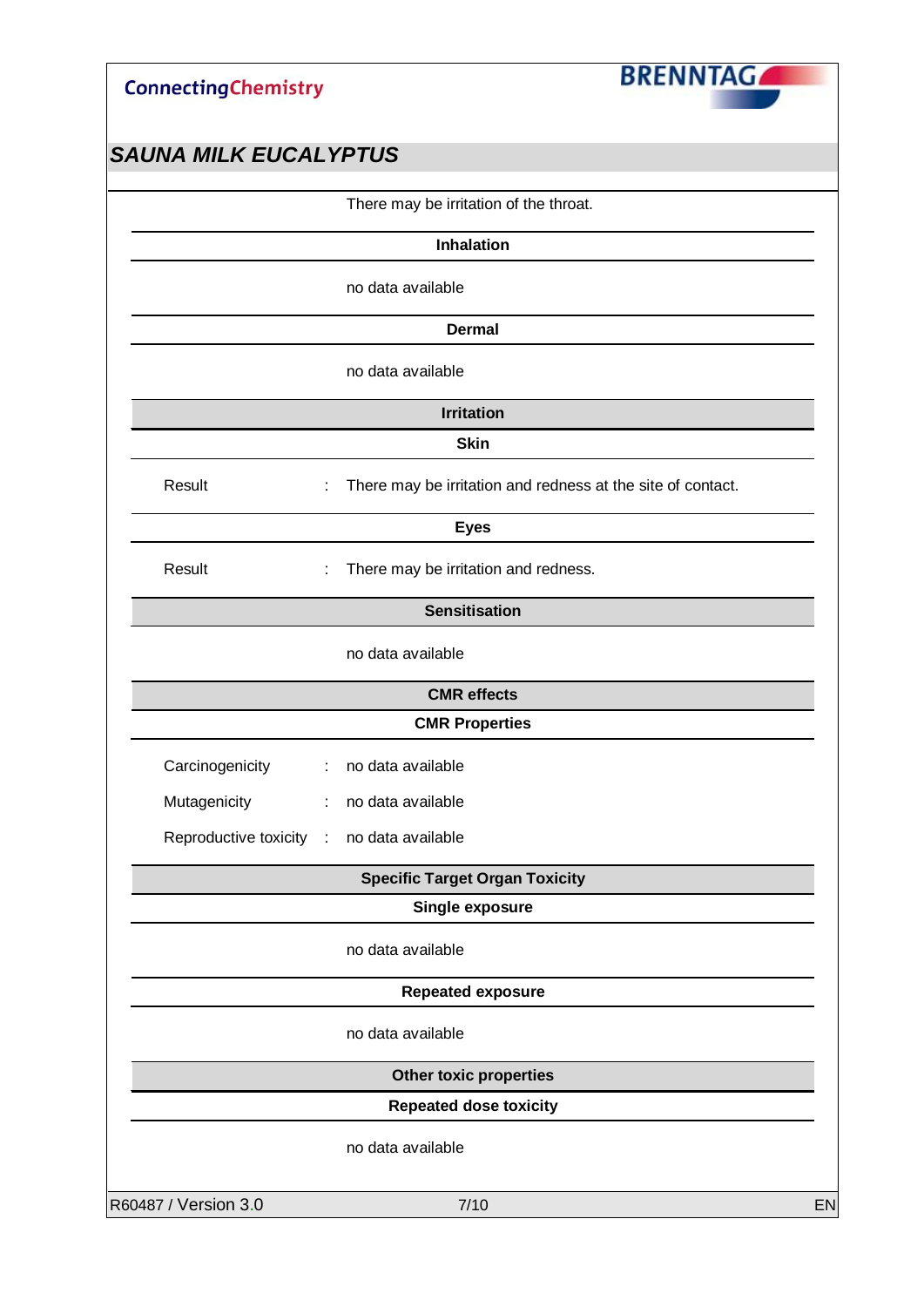There may be irritation of the throat.

**Inhalation**

no data available

**Dermal**

no data available

**Irritation**

**Skin**

Result : There may be irritation and redness at the site of contact.

**Eyes**

Result : There may be irritation and redness.

**Sensitisation**

no data available

**CMR effects**

**CMR Properties**

Carcinogenicity : no data available

Mutagenicity : no data available

Reproductive toxicity : no data available

**Specific Target Organ Toxicity**

**Single exposure**

no data available

**Repeated exposure**

no data available

**Other toxic properties**

**Repeated dose toxicity**

no data available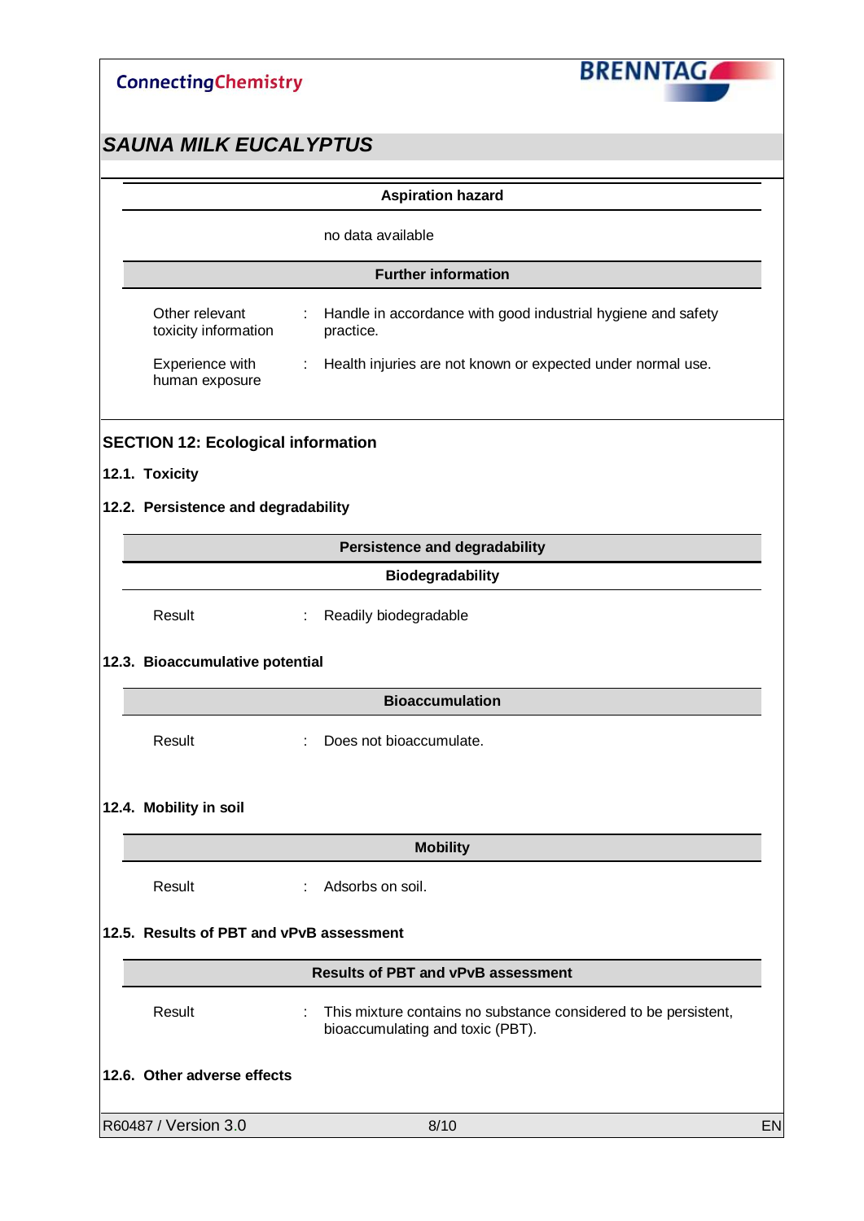**Aspiration hazard**

no data available

**Further information**

| | | |
|---|---|---|
| Other relevant toxicity information | : | Handle in accordance with good industrial hygiene and safety practice. |
| Experience with human exposure | : | Health injuries are not known or expected under normal use. |

## SECTION 12: Ecological information

### 12.1. Toxicity

### 12.2. Persistence and degradability

**Persistence and degradability**

**Biodegradability**

| | | |
|---|---|---|
| Result | : | Readily biodegradable |

### 12.3. Bioaccumulative potential

**Bioaccumulation**

| | | |
|---|---|---|
| Result | : | Does not bioaccumulate. |

### 12.4. Mobility in soil

**Mobility**

| | | |
|---|---|---|
| Result | : | Adsorbs on soil. |

### 12.5. Results of PBT and vPvB assessment

**Results of PBT and vPvB assessment**

| | | |
|---|---|---|
| Result | : | This mixture contains no substance considered to be persistent, bioaccumulating and toxic (PBT). |

### 12.6. Other adverse effects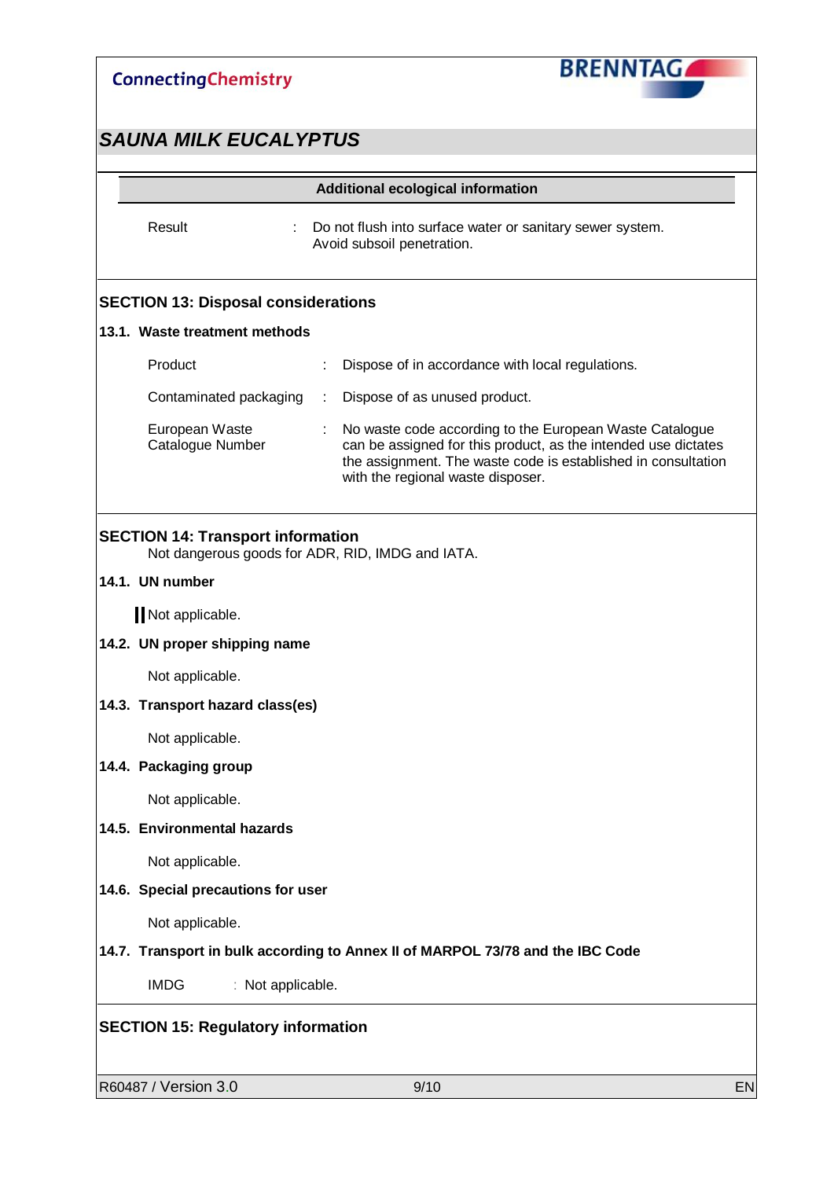## SAUNA MILK EUCALYPTUS

**Additional ecological information**

| | | |
|---|---|---|
| Result | : | Do not flush into surface water or sanitary sewer system. Avoid subsoil penetration. |

## SECTION 13: Disposal considerations

### 13.1. Waste treatment methods

| | | |
|---|---|---|
| Product | : | Dispose of in accordance with local regulations. |
| Contaminated packaging | : | Dispose of as unused product. |
| European Waste Catalogue Number | : | No waste code according to the European Waste Catalogue can be assigned for this product, as the intended use dictates the assignment. The waste code is established in consultation with the regional waste disposer. |

## SECTION 14: Transport information

Not dangerous goods for ADR, RID, IMDG and IATA.

### 14.1. UN number

Not applicable.

### 14.2. UN proper shipping name

Not applicable.

### 14.3. Transport hazard class(es)

Not applicable.

### 14.4. Packaging group

Not applicable.

### 14.5. Environmental hazards

Not applicable.

### 14.6. Special precautions for user

Not applicable.

### 14.7. Transport in bulk according to Annex II of MARPOL 73/78 and the IBC Code

IMDG : Not applicable.

## SECTION 15: Regulatory information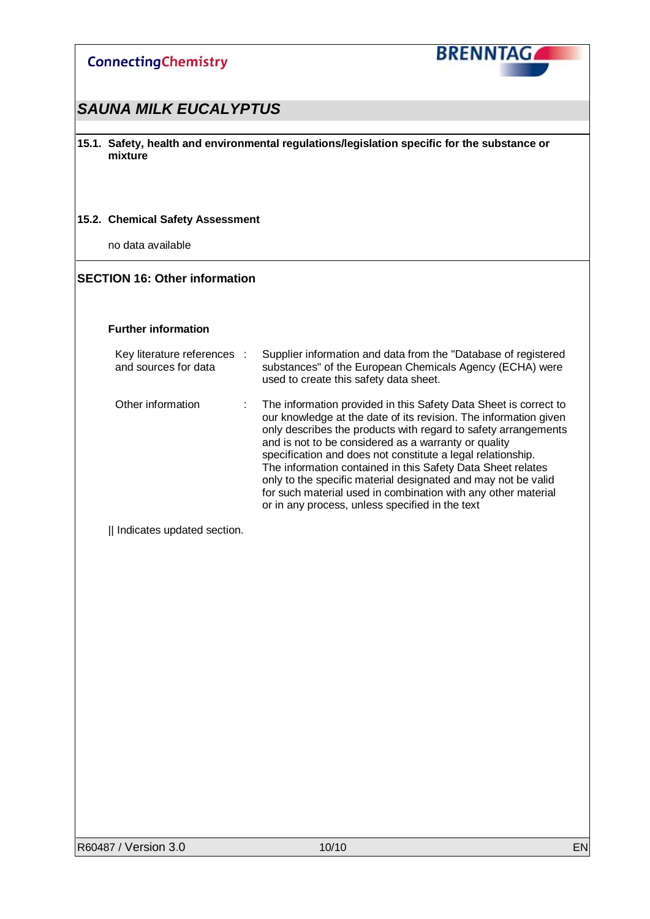### 15.1. Safety, health and environmental regulations/legislation specific for the substance or mixture

### 15.2. Chemical Safety Assessment

no data available

## SECTION 16: Other information

**Further information**

| | | |
|---|---|---|
| Key literature references and sources for data | : | Supplier information and data from the "Database of registered substances" of the European Chemicals Agency (ECHA) were used to create this safety data sheet. |
| Other information | : | The information provided in this Safety Data Sheet is correct to our knowledge at the date of its revision. The information given only describes the products with regard to safety arrangements and is not to be considered as a warranty or quality specification and does not constitute a legal relationship. The information contained in this Safety Data Sheet relates only to the specific material designated and may not be valid for such material used in combination with any other material or in any process, unless specified in the text |

|| Indicates updated section.